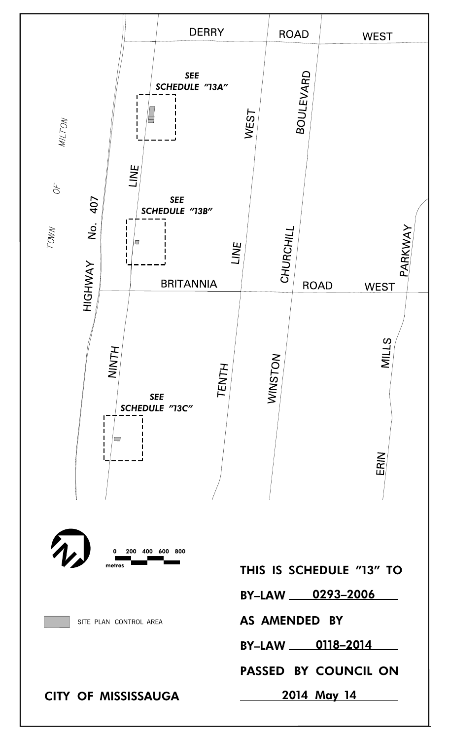DERRY ROAD WEST

SEE SCHEDULE "13A"

SEE SCHEDULE "13B"

SEE SCHEDULE "13C"

TOWN OF MILTON

HIGHWAY No. 407

NINTH LINE

TENTH LINE WEST

WINSTON CHURCHILL BOULEVARD

BRITANNIA ROAD WEST

ERIN MILLS PARKWAY

0 200 400 600 800
metres

SITE PLAN CONTROL AREA

**THIS IS SCHEDULE "13" TO**

**BY-LAW 0293-2006**

**AS AMENDED BY**

**BY-LAW 0118-2014**

**PASSED BY COUNCIL ON**

**2014 May 14**

**CITY OF MISSISSAUGA**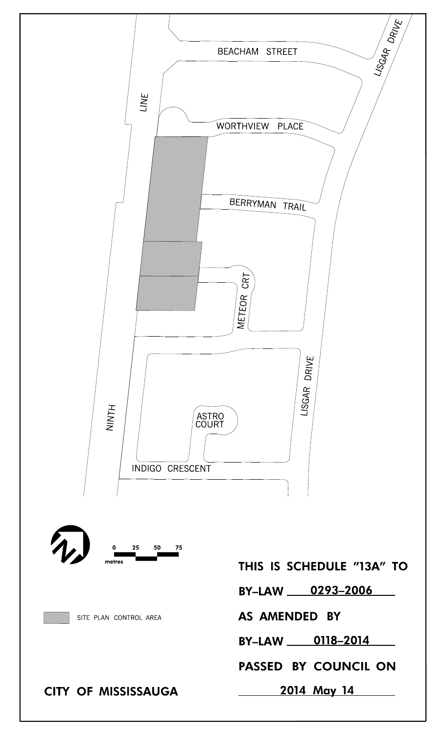BEACHAM STREET

LISGAR DRIVE

LINE

WORTHVIEW PLACE

BERRYMAN TRAIL

METEOR CRT

LISGAR DRIVE

NINTH

ASTRO COURT

INDIGO CRESCENT

0 25 50 75
metres

SITE PLAN CONTROL AREA

**CITY OF MISSISSAUGA**

**THIS IS SCHEDULE "13A" TO**

**BY-LAW 0293-2006**

**AS AMENDED BY**

**BY-LAW 0118-2014**

**PASSED BY COUNCIL ON**

**2014 May 14**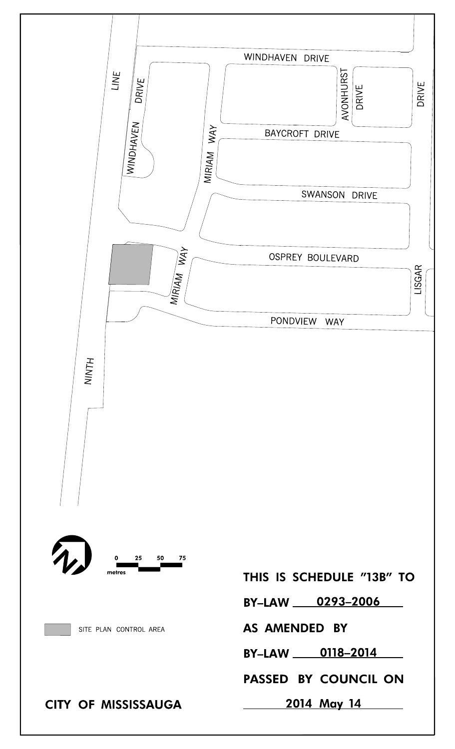WINDHAVEN DRIVE

LINE

DRIVE

WINDHAVEN

MIRIAM WAY

AVONHURST

DRIVE

DRIVE

BAYCROFT DRIVE

SWANSON DRIVE

OSPREY BOULEVARD

MIRIAM WAY

LISGAR

PONDVIEW WAY

NINTH

0 25 50 75

metres

SITE PLAN CONTROL AREA

**THIS IS SCHEDULE "13B" TO**

**BY-LAW 0293-2006**

**AS AMENDED BY**

**BY-LAW 0118-2014**

**PASSED BY COUNCIL ON**

**2014 May 14**

**CITY OF MISSISSAUGA**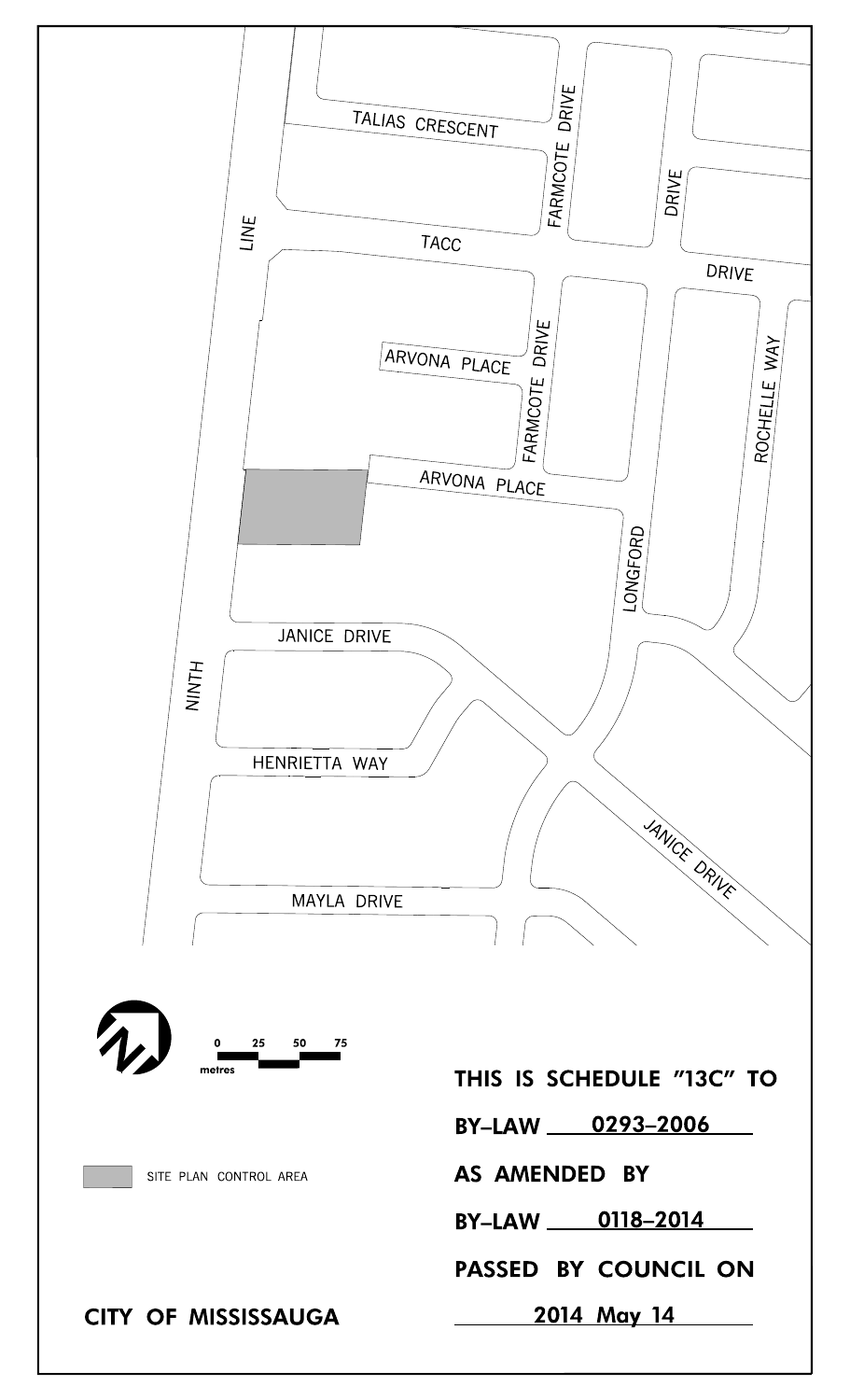TALIAS CRESCENT

FARMCOTE DRIVE

DRIVE

LINE

TACC

DRIVE

ARVONA PLACE

FARMCOTE DRIVE

ROCHELLE WAY

ARVONA PLACE

LONGFORD

JANICE DRIVE

NINTH

HENRIETTA WAY

JANICE DRIVE

MAYLA DRIVE

0 25 50 75

metres

SITE PLAN CONTROL AREA

**THIS IS SCHEDULE "13C" TO**

**BY-LAW 0293-2006**

**AS AMENDED BY**

**BY-LAW 0118-2014**

**PASSED BY COUNCIL ON**

**2014 May 14**

**CITY OF MISSISSAUGA**